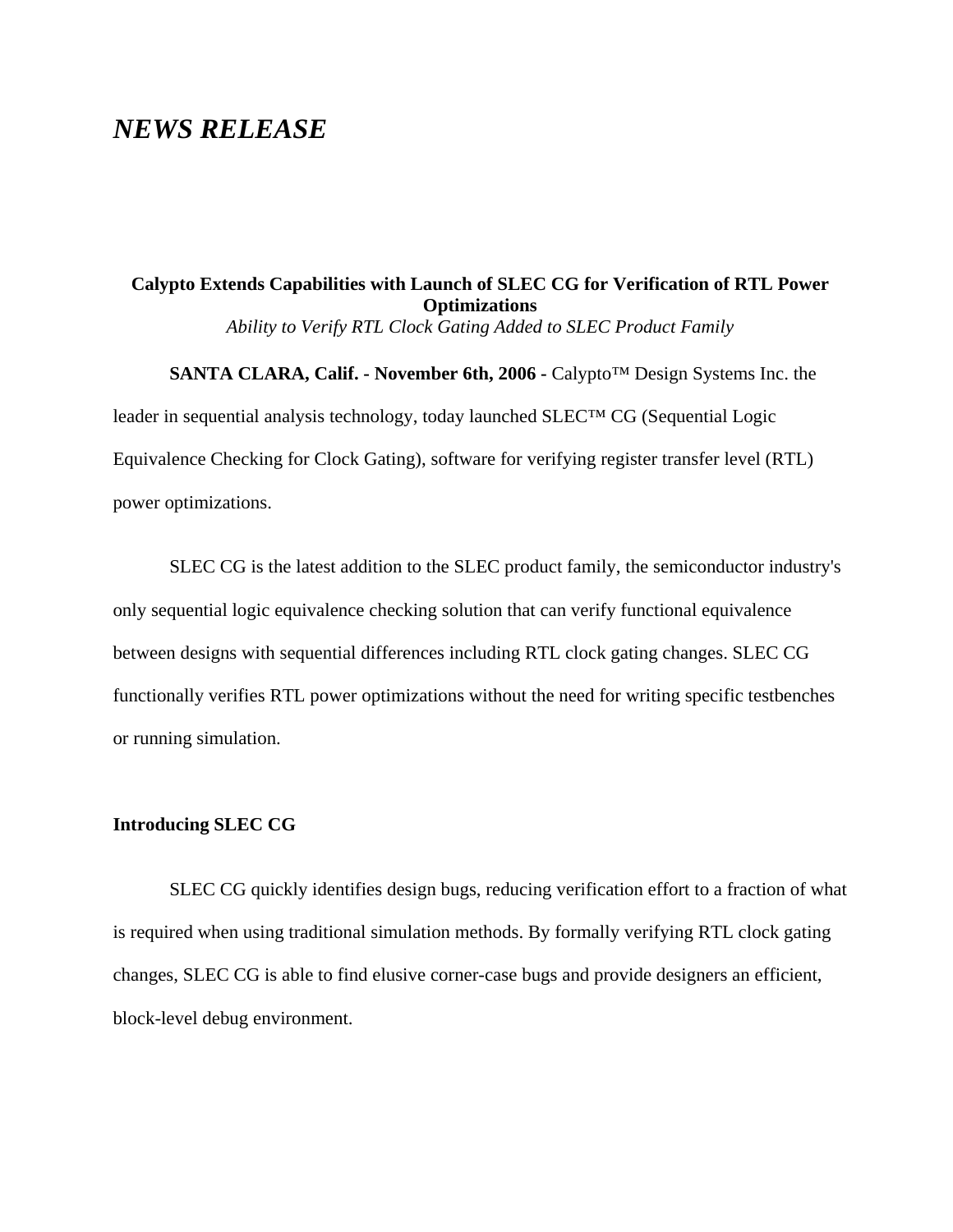# *NEWS RELEASE*

## Calypto Extends Capabilities with Launch of SLEC CG for Verification of RTL Power Optimizations

*Ability to Verify RTL Clock Gating Added to SLEC Product Family*

**SANTA CLARA, Calif. - November 6th, 2006 -** Calypto™ Design Systems Inc. the leader in sequential analysis technology, today launched SLEC™ CG (Sequential Logic Equivalence Checking for Clock Gating), software for verifying register transfer level (RTL) power optimizations.

SLEC CG is the latest addition to the SLEC product family, the semiconductor industry's only sequential logic equivalence checking solution that can verify functional equivalence between designs with sequential differences including RTL clock gating changes. SLEC CG functionally verifies RTL power optimizations without the need for writing specific testbenches or running simulation.

**Introducing SLEC CG**

SLEC CG quickly identifies design bugs, reducing verification effort to a fraction of what is required when using traditional simulation methods. By formally verifying RTL clock gating changes, SLEC CG is able to find elusive corner-case bugs and provide designers an efficient, block-level debug environment.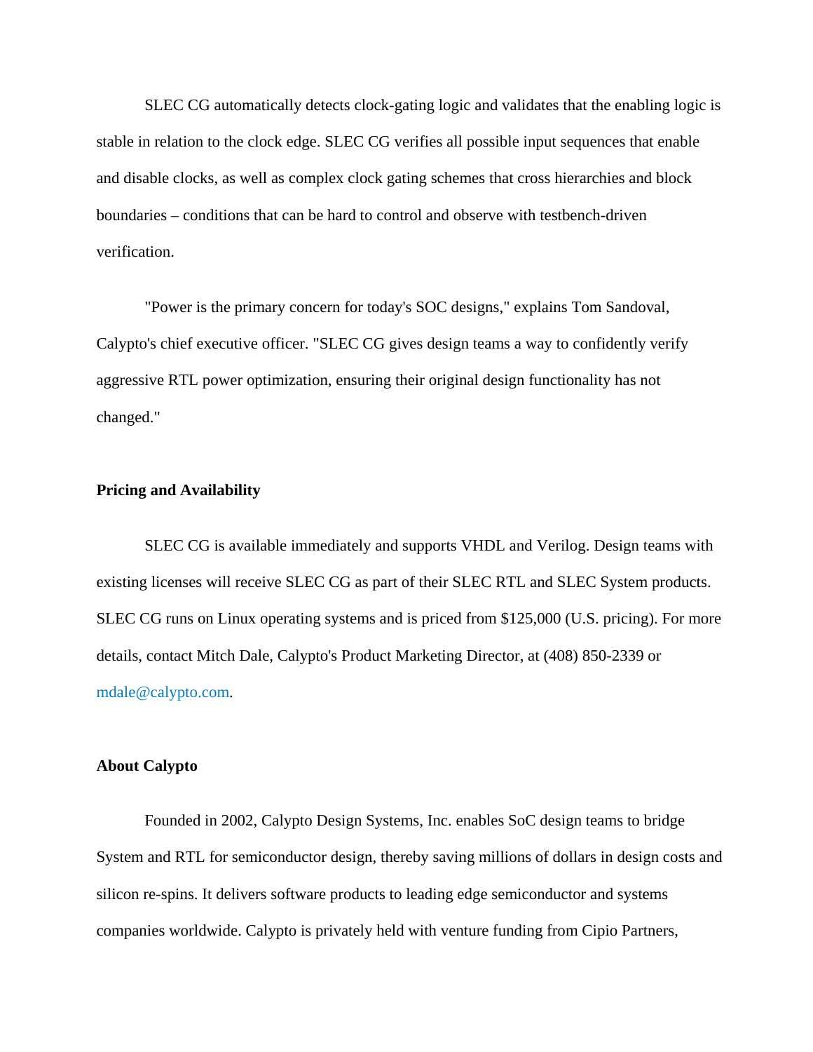SLEC CG automatically detects clock-gating logic and validates that the enabling logic is stable in relation to the clock edge. SLEC CG verifies all possible input sequences that enable and disable clocks, as well as complex clock gating schemes that cross hierarchies and block boundaries – conditions that can be hard to control and observe with testbench-driven verification.

"Power is the primary concern for today's SOC designs," explains Tom Sandoval, Calypto's chief executive officer. "SLEC CG gives design teams a way to confidently verify aggressive RTL power optimization, ensuring their original design functionality has not changed."

**Pricing and Availability**

SLEC CG is available immediately and supports VHDL and Verilog. Design teams with existing licenses will receive SLEC CG as part of their SLEC RTL and SLEC System products. SLEC CG runs on Linux operating systems and is priced from $125,000 (U.S. pricing). For more details, contact Mitch Dale, Calypto's Product Marketing Director, at (408) 850-2339 or mdale@calypto.com.

**About Calypto**

Founded in 2002, Calypto Design Systems, Inc. enables SoC design teams to bridge System and RTL for semiconductor design, thereby saving millions of dollars in design costs and silicon re-spins. It delivers software products to leading edge semiconductor and systems companies worldwide. Calypto is privately held with venture funding from Cipio Partners,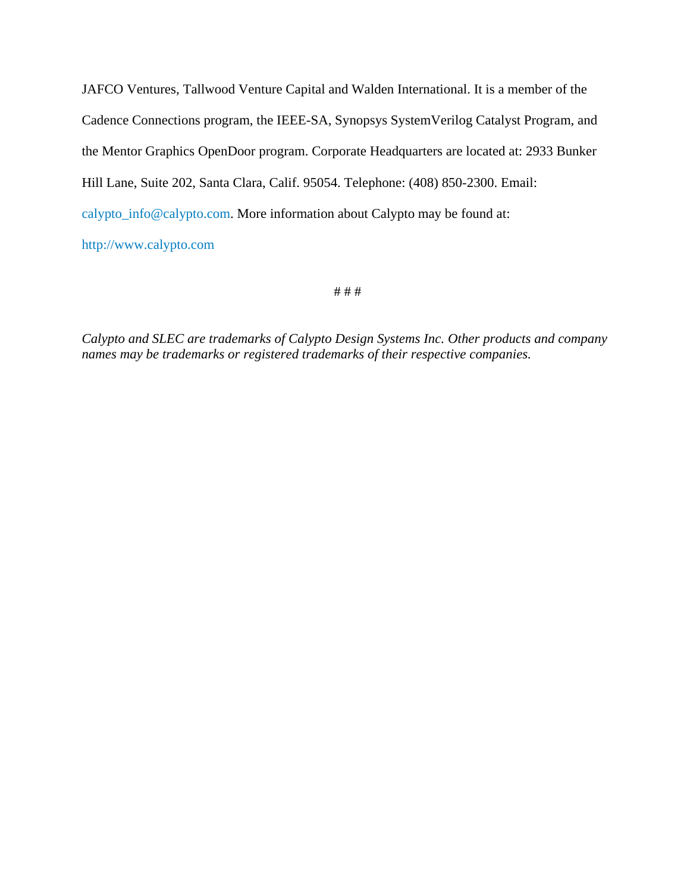JAFCO Ventures, Tallwood Venture Capital and Walden International. It is a member of the Cadence Connections program, the IEEE-SA, Synopsys SystemVerilog Catalyst Program, and the Mentor Graphics OpenDoor program. Corporate Headquarters are located at: 2933 Bunker Hill Lane, Suite 202, Santa Clara, Calif. 95054. Telephone: (408) 850-2300. Email: calypto_info@calypto.com. More information about Calypto may be found at: http://www.calypto.com

# # #

*Calypto and SLEC are trademarks of Calypto Design Systems Inc. Other products and company names may be trademarks or registered trademarks of their respective companies.*